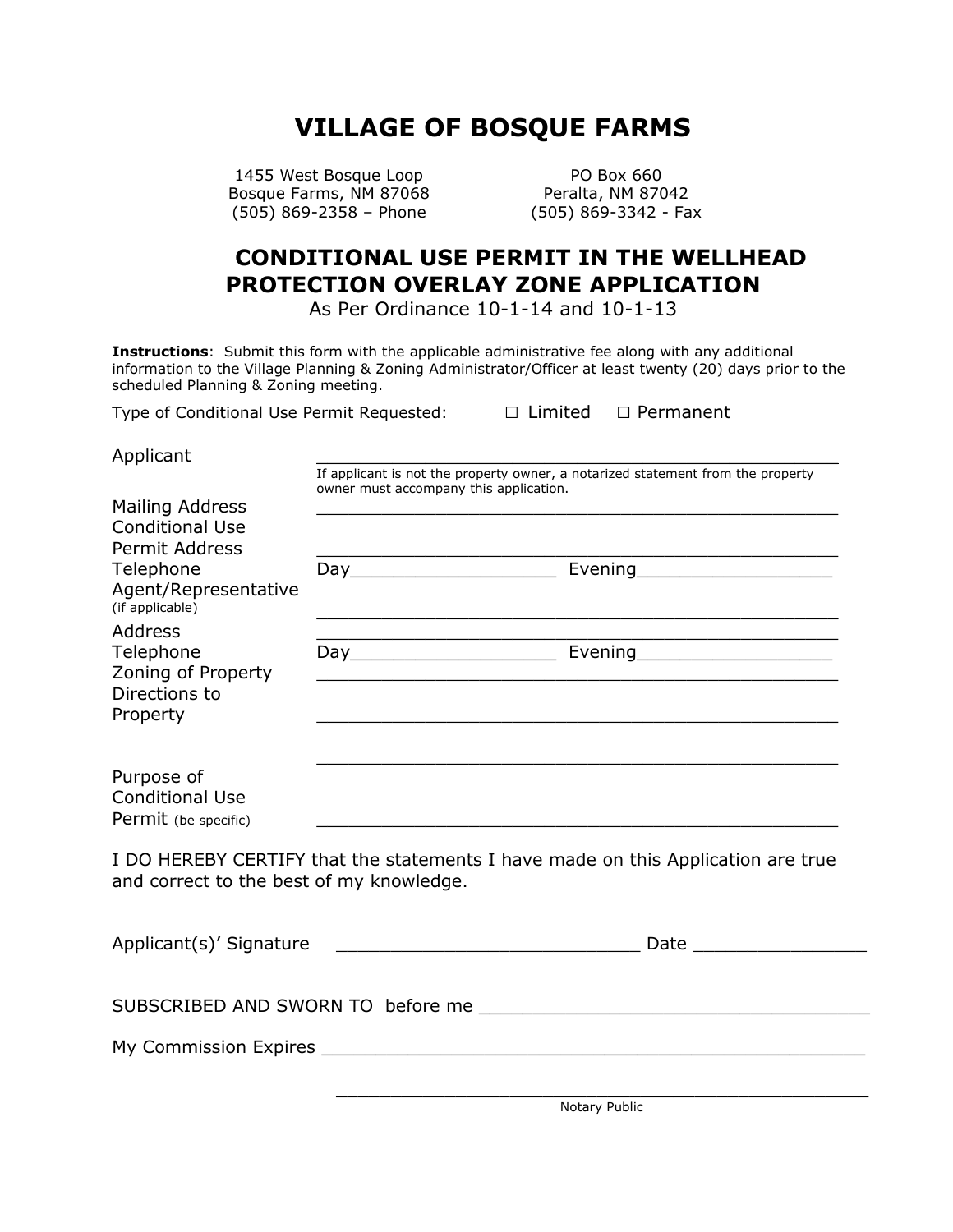# VILLAGE OF BOSQUE FARMS

1455 West Bosque Loop
Bosque Farms, NM 87068
(505) 869-2358 – Phone

PO Box 660
Peralta, NM 87042
(505) 869-3342 - Fax

## CONDITIONAL USE PERMIT IN THE WELLHEAD PROTECTION OVERLAY ZONE APPLICATION

As Per Ordinance 10-1-14 and 10-1-13

**Instructions**: Submit this form with the applicable administrative fee along with any additional information to the Village Planning & Zoning Administrator/Officer at least twenty (20) days prior to the scheduled Planning & Zoning meeting.

Type of Conditional Use Permit Requested: ☐ Limited ☐ Permanent

Applicant ______________________________________________

If applicant is not the property owner, a notarized statement from the property owner must accompany this application.

Mailing Address ______________________________________________

Conditional Use Permit Address ______________________________________________

Telephone Day__________________ Evening__________________

Agent/Representative (if applicable) ______________________________________________

Address ______________________________________________

Telephone Day__________________ Evening__________________

Zoning of Property ______________________________________________

Directions to Property ______________________________________________

______________________________________________

Purpose of Conditional Use Permit (be specific) ______________________________________________

I DO HEREBY CERTIFY that the statements I have made on this Application are true and correct to the best of my knowledge.

Applicant(s)' Signature ___________________________ Date _______________

SUBSCRIBED AND SWORN TO before me ___________________________________

My Commission Expires ______________________________________________

______________________________________________
Notary Public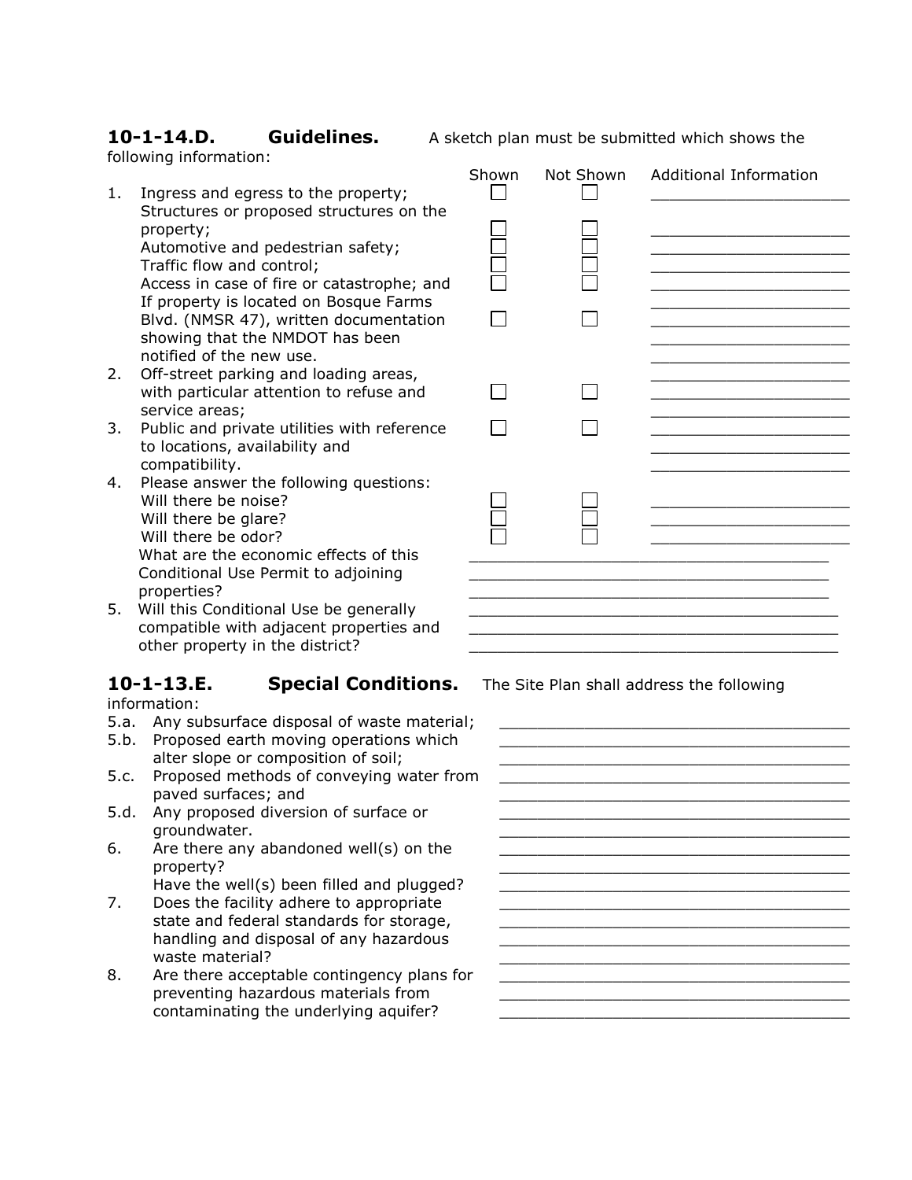## 10-1-14.D. Guidelines.

A sketch plan must be submitted which shows the following information:

| | Shown | Not Shown | Additional Information |
|---|---|---|---|
| 1. Ingress and egress to the property; | ☐ | ☐ | ____________________ |
| Structures or proposed structures on the property; | ☐ | ☐ | ____________________ |
| Automotive and pedestrian safety; | ☐ | ☐ | ____________________ |
| Traffic flow and control; | ☐ | ☐ | ____________________ |
| Access in case of fire or catastrophe; and | ☐ | ☐ | ____________________ |
| If property is located on Bosque Farms Blvd. (NMSR 47), written documentation showing that the NMDOT has been notified of the new use. | ☐ | ☐ | ____________________ |
| 2. Off-street parking and loading areas, with particular attention to refuse and service areas; | ☐ | ☐ | ____________________ |
| 3. Public and private utilities with reference to locations, availability and compatibility. | ☐ | ☐ | ____________________ |
| 4. Please answer the following questions: | | | |
| Will there be noise? | ☐ | ☐ | ____________________ |
| Will there be glare? | ☐ | ☐ | ____________________ |
| Will there be odor? | ☐ | ☐ | ____________________ |

What are the economic effects of this Conditional Use Permit to adjoining properties? ________________________________________

5. Will this Conditional Use be generally compatible with adjacent properties and other property in the district? ________________________________________

## 10-1-13.E. Special Conditions.

The Site Plan shall address the following information:

5.a. Any subsurface disposal of waste material; ________________________________________

5.b. Proposed earth moving operations which alter slope or composition of soil; ________________________________________

5.c. Proposed methods of conveying water from paved surfaces; and ________________________________________

5.d. Any proposed diversion of surface or groundwater. ________________________________________

6. Are there any abandoned well(s) on the property? ________________________________________

Have the well(s) been filled and plugged? ________________________________________

7. Does the facility adhere to appropriate state and federal standards for storage, handling and disposal of any hazardous waste material? ________________________________________

8. Are there acceptable contingency plans for preventing hazardous materials from contaminating the underlying aquifer? ________________________________________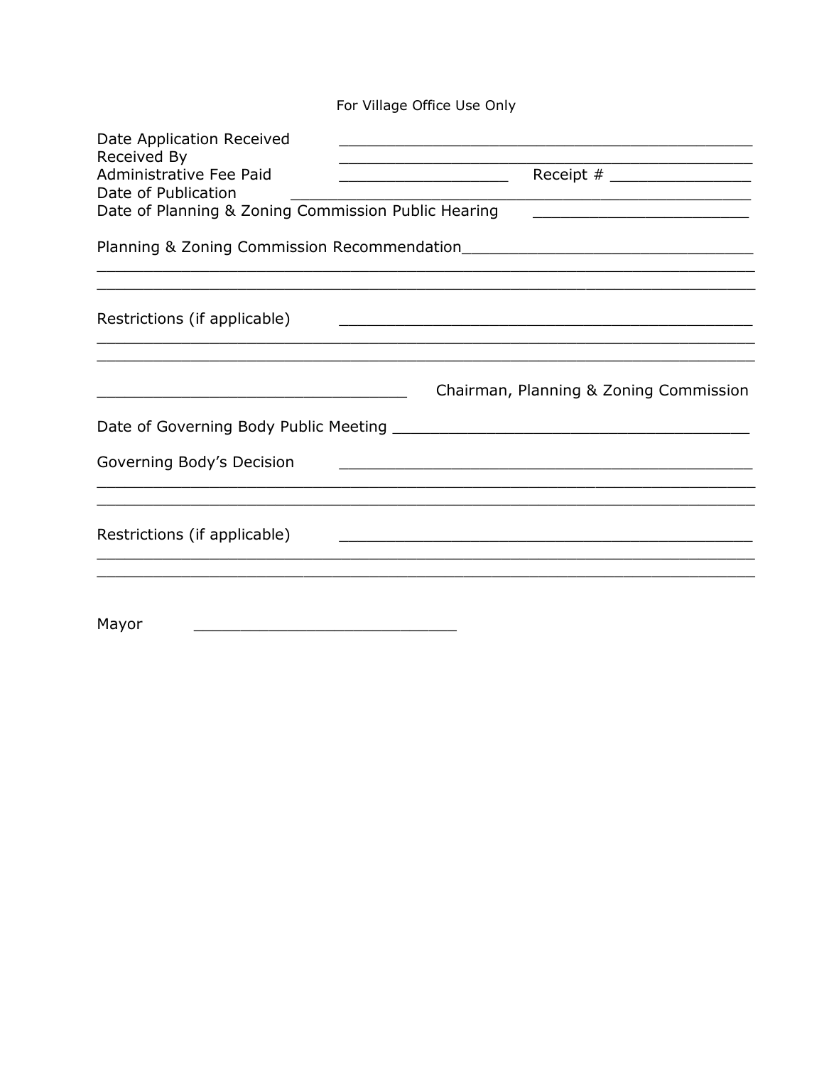For Village Office Use Only

Date Application Received ______________________________________________

Received By ______________________________________________

Administrative Fee Paid ___________________ Receipt # _______________

Date of Publication ____________________________________________________

Date of Planning & Zoning Commission Public Hearing ________________________

Planning & Zoning Commission Recommendation______________________________

___________________________________________________________________________

___________________________________________________________________________

Restrictions (if applicable) ______________________________________________

___________________________________________________________________________

___________________________________________________________________________

___________________________________ Chairman, Planning & Zoning Commission

Date of Governing Body Public Meeting ______________________________________

Governing Body's Decision ______________________________________________

___________________________________________________________________________

___________________________________________________________________________

Restrictions (if applicable) ______________________________________________

___________________________________________________________________________

___________________________________________________________________________

Mayor ____________________________